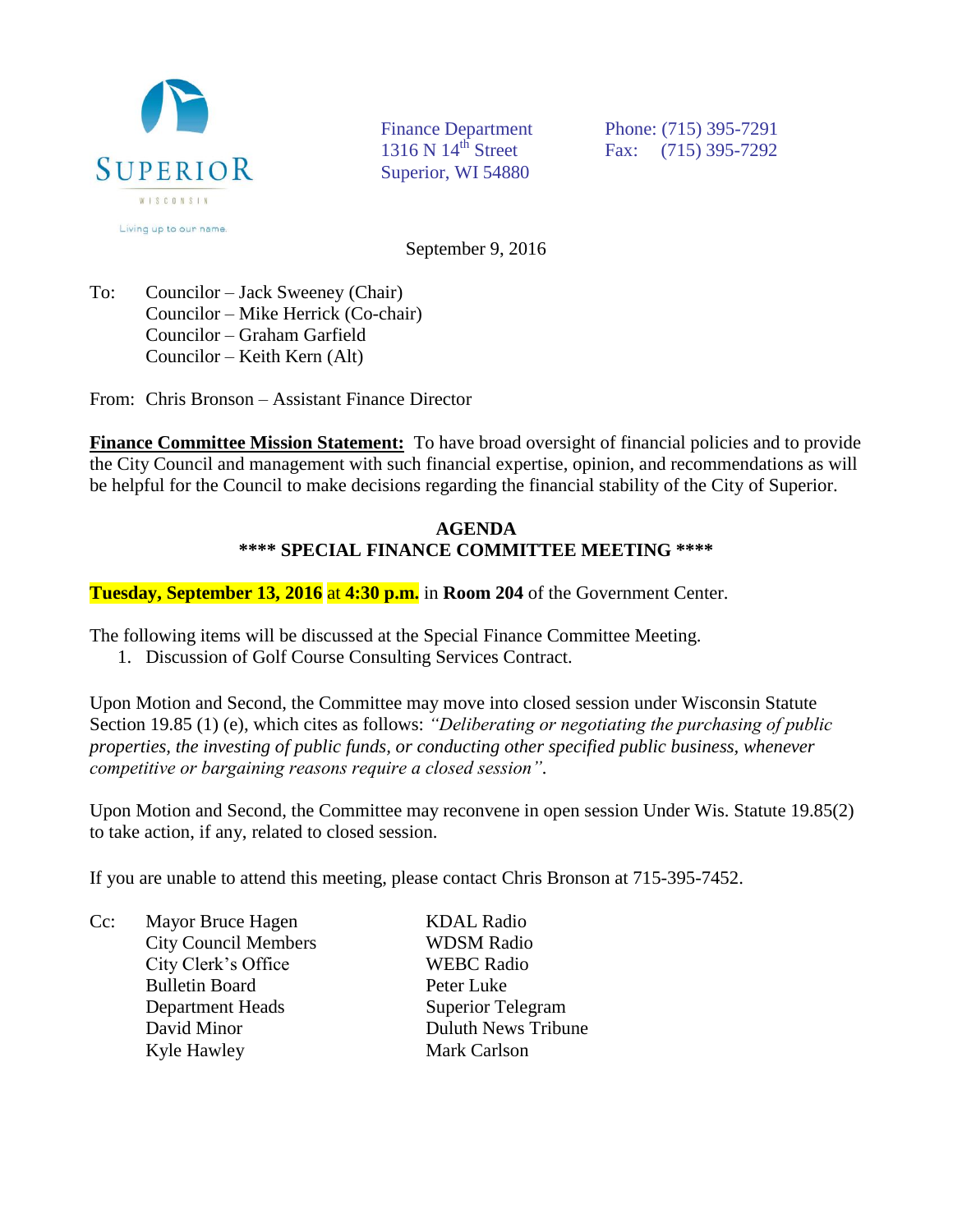SUPERIOR
WISCONSIN
Living up to our name.

Finance Department
1316 N 14th Street
Superior, WI 54880

Phone: (715) 395-7291
Fax: (715) 395-7292

September 9, 2016

To: Councilor – Jack Sweeney (Chair)
Councilor – Mike Herrick (Co-chair)
Councilor – Graham Garfield
Councilor – Keith Kern (Alt)

From: Chris Bronson – Assistant Finance Director

**Finance Committee Mission Statement:** To have broad oversight of financial policies and to provide the City Council and management with such financial expertise, opinion, and recommendations as will be helpful for the Council to make decisions regarding the financial stability of the City of Superior.

**AGENDA**

**\*\*\*\* SPECIAL FINANCE COMMITTEE MEETING \*\*\*\***

**Tuesday, September 13, 2016** at **4:30 p.m.** in **Room 204** of the Government Center.

The following items will be discussed at the Special Finance Committee Meeting.

1. Discussion of Golf Course Consulting Services Contract.

Upon Motion and Second, the Committee may move into closed session under Wisconsin Statute Section 19.85 (1) (e), which cites as follows: *"Deliberating or negotiating the purchasing of public properties, the investing of public funds, or conducting other specified public business, whenever competitive or bargaining reasons require a closed session"*.

Upon Motion and Second, the Committee may reconvene in open session Under Wis. Statute 19.85(2) to take action, if any, related to closed session.

If you are unable to attend this meeting, please contact Chris Bronson at 715-395-7452.

Cc: Mayor Bruce Hagen
City Council Members
City Clerk's Office
Bulletin Board
Department Heads
David Minor
Kyle Hawley
KDAL Radio
WDSM Radio
WEBC Radio
Peter Luke
Superior Telegram
Duluth News Tribune
Mark Carlson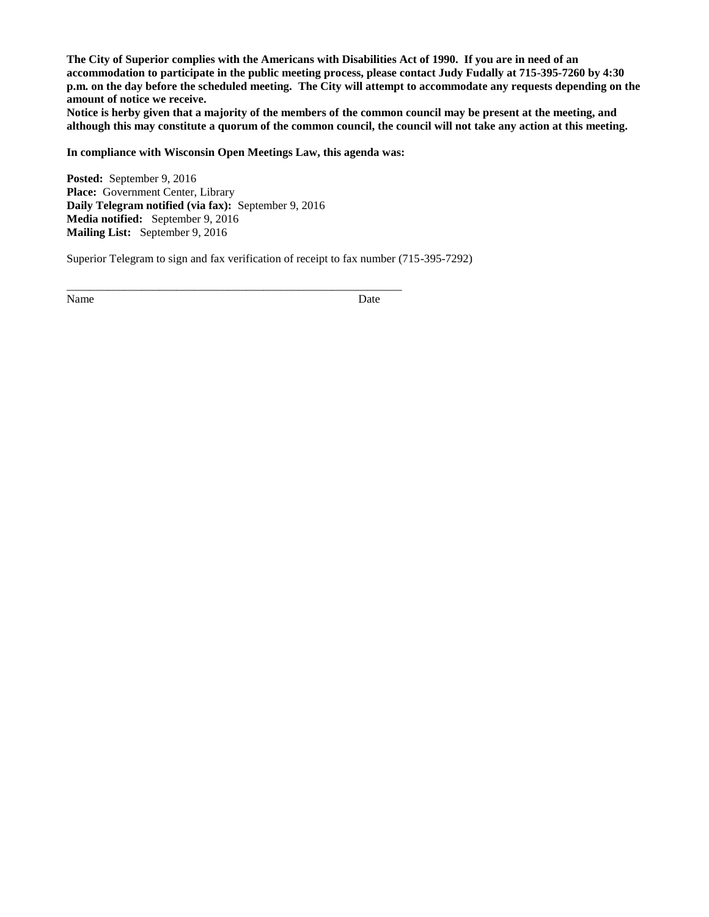**The City of Superior complies with the Americans with Disabilities Act of 1990. If you are in need of an accommodation to participate in the public meeting process, please contact Judy Fudally at 715-395-7260 by 4:30 p.m. on the day before the scheduled meeting. The City will attempt to accommodate any requests depending on the amount of notice we receive.**

**Notice is herby given that a majority of the members of the common council may be present at the meeting, and although this may constitute a quorum of the common council, the council will not take any action at this meeting.**

**In compliance with Wisconsin Open Meetings Law, this agenda was:**

**Posted:** September 9, 2016
**Place:** Government Center, Library
**Daily Telegram notified (via fax):** September 9, 2016
**Media notified:** September 9, 2016
**Mailing List:** September 9, 2016

Superior Telegram to sign and fax verification of receipt to fax number (715-395-7292)

\_\_\_\_\_\_\_\_\_\_\_\_\_\_\_\_\_\_\_\_\_\_\_\_\_\_\_\_\_\_\_\_\_\_\_\_\_\_\_\_\_\_\_\_\_\_\_\_\_\_\_\_\_\_\_\_\_\_\_\_

Name Date